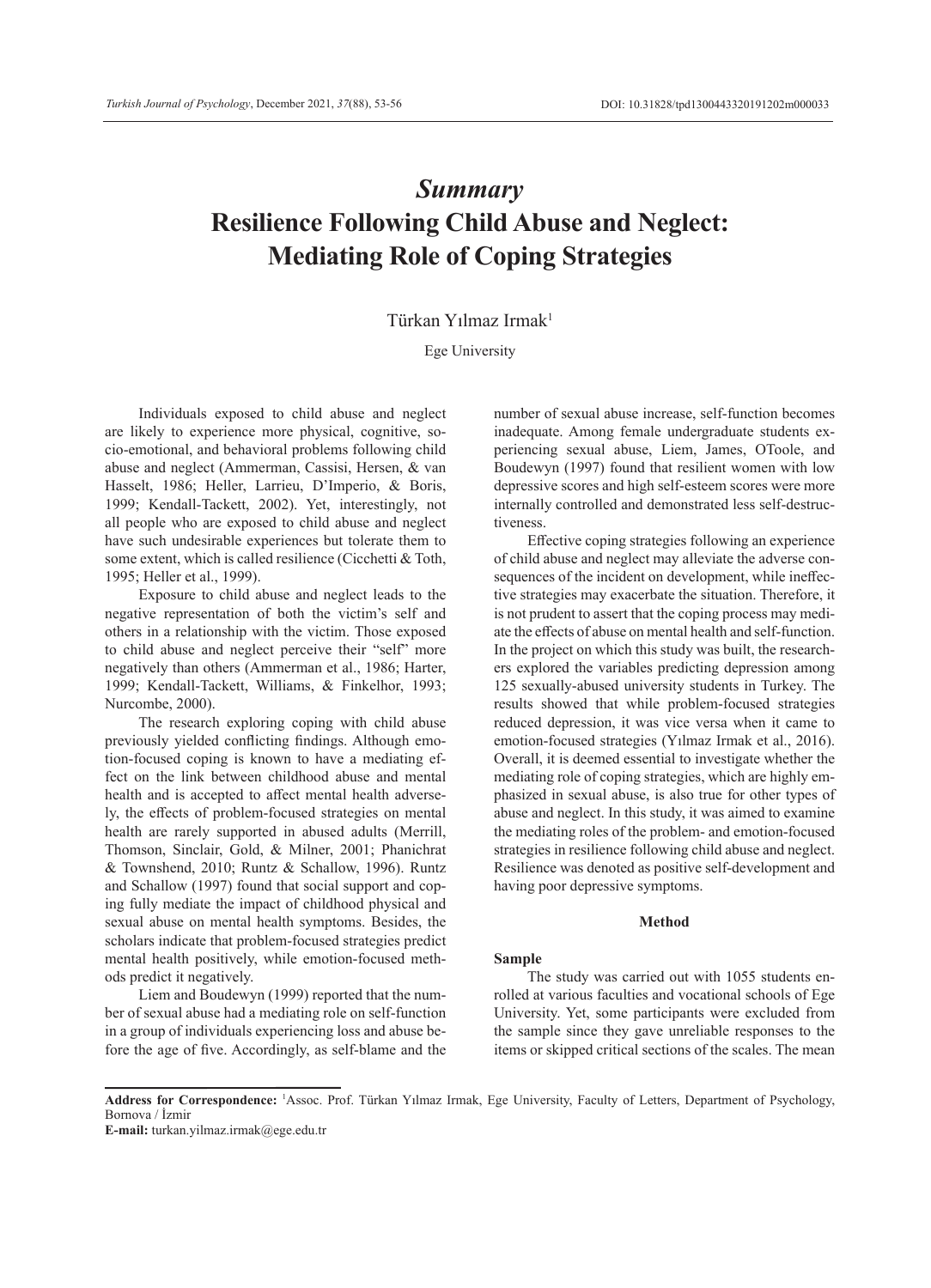# *Summary*

# Resilience Following Child Abuse and Neglect: Mediating Role of Coping Strategies

Türkan Yılmaz Irmak[1]

Ege University

Individuals exposed to child abuse and neglect are likely to experience more physical, cognitive, socio-emotional, and behavioral problems following child abuse and neglect (Ammerman, Cassisi, Hersen, & van Hasselt, 1986; Heller, Larrieu, D'Imperio, & Boris, 1999; Kendall-Tackett, 2002). Yet, interestingly, not all people who are exposed to child abuse and neglect have such undesirable experiences but tolerate them to some extent, which is called resilience (Cicchetti & Toth, 1995; Heller et al., 1999).

Exposure to child abuse and neglect leads to the negative representation of both the victim's self and others in a relationship with the victim. Those exposed to child abuse and neglect perceive their "self" more negatively than others (Ammerman et al., 1986; Harter, 1999; Kendall-Tackett, Williams, & Finkelhor, 1993; Nurcombe, 2000).

The research exploring coping with child abuse previously yielded conflicting findings. Although emotion-focused coping is known to have a mediating effect on the link between childhood abuse and mental health and is accepted to affect mental health adversely, the effects of problem-focused strategies on mental health are rarely supported in abused adults (Merrill, Thomson, Sinclair, Gold, & Milner, 2001; Phanichrat & Townshend, 2010; Runtz & Schallow, 1996). Runtz and Schallow (1997) found that social support and coping fully mediate the impact of childhood physical and sexual abuse on mental health symptoms. Besides, the scholars indicate that problem-focused strategies predict mental health positively, while emotion-focused methods predict it negatively.

Liem and Boudewyn (1999) reported that the number of sexual abuse had a mediating role on self-function in a group of individuals experiencing loss and abuse before the age of five. Accordingly, as self-blame and the number of sexual abuse increase, self-function becomes inadequate. Among female undergraduate students experiencing sexual abuse, Liem, James, OToole, and Boudewyn (1997) found that resilient women with low depressive scores and high self-esteem scores were more internally controlled and demonstrated less self-destructiveness.

Effective coping strategies following an experience of child abuse and neglect may alleviate the adverse consequences of the incident on development, while ineffective strategies may exacerbate the situation. Therefore, it is not prudent to assert that the coping process may mediate the effects of abuse on mental health and self-function. In the project on which this study was built, the researchers explored the variables predicting depression among 125 sexually-abused university students in Turkey. The results showed that while problem-focused strategies reduced depression, it was vice versa when it came to emotion-focused strategies (Yılmaz Irmak et al., 2016). Overall, it is deemed essential to investigate whether the mediating role of coping strategies, which are highly emphasized in sexual abuse, is also true for other types of abuse and neglect. In this study, it was aimed to examine the mediating roles of the problem- and emotion-focused strategies in resilience following child abuse and neglect. Resilience was denoted as positive self-development and having poor depressive symptoms.

## Method

### Sample

The study was carried out with 1055 students enrolled at various faculties and vocational schools of Ege University. Yet, some participants were excluded from the sample since they gave unreliable responses to the items or skipped critical sections of the scales. The mean

---

**Address for Correspondence:** [1]Assoc. Prof. Türkan Yılmaz Irmak, Ege University, Faculty of Letters, Department of Psychology, Bornova / İzmir

**E-mail:** turkan.yilmaz.irmak@ege.edu.tr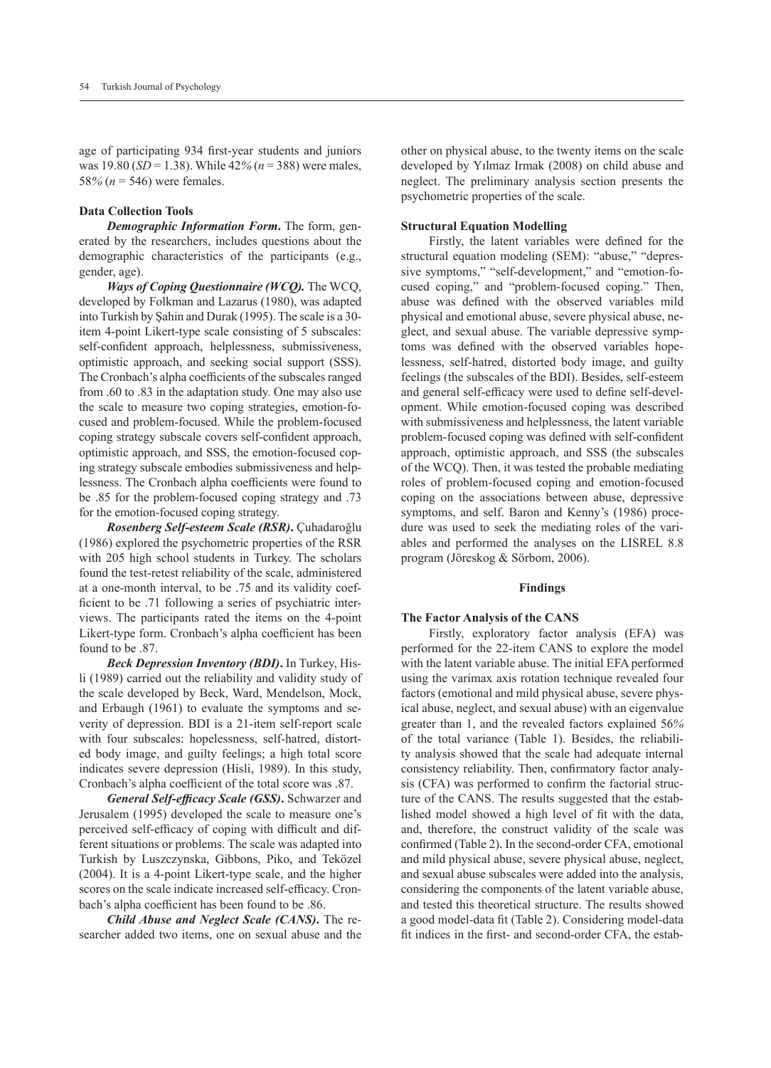age of participating 934 first-year students and juniors was 19.80 (*SD* = 1.38). While 42% (*n* = 388) were males, 58% (*n* = 546) were females.

### Data Collection Tools

***Demographic Information Form*.** The form, generated by the researchers, includes questions about the demographic characteristics of the participants (e.g., gender, age).

***Ways of Coping Questionnaire (WCQ).*** The WCQ, developed by Folkman and Lazarus (1980), was adapted into Turkish by Şahin and Durak (1995). The scale is a 30-item 4-point Likert-type scale consisting of 5 subscales: self-confident approach, helplessness, submissiveness, optimistic approach, and seeking social support (SSS). The Cronbach's alpha coefficients of the subscales ranged from .60 to .83 in the adaptation study. One may also use the scale to measure two coping strategies, emotion-focused and problem-focused. While the problem-focused coping strategy subscale covers self-confident approach, optimistic approach, and SSS, the emotion-focused coping strategy subscale embodies submissiveness and helplessness. The Cronbach alpha coefficients were found to be .85 for the problem-focused coping strategy and .73 for the emotion-focused coping strategy.

***Rosenberg Self-esteem Scale (RSR)*.** Çuhadaroğlu (1986) explored the psychometric properties of the RSR with 205 high school students in Turkey. The scholars found the test-retest reliability of the scale, administered at a one-month interval, to be .75 and its validity coefficient to be .71 following a series of psychiatric interviews. The participants rated the items on the 4-point Likert-type form. Cronbach's alpha coefficient has been found to be .87.

***Beck Depression Inventory (BDI)*.** In Turkey, Hisli (1989) carried out the reliability and validity study of the scale developed by Beck, Ward, Mendelson, Mock, and Erbaugh (1961) to evaluate the symptoms and severity of depression. BDI is a 21-item self-report scale with four subscales: hopelessness, self-hatred, distorted body image, and guilty feelings; a high total score indicates severe depression (Hisli, 1989). In this study, Cronbach's alpha coefficient of the total score was .87.

***General Self-efficacy Scale (GSS)*.** Schwarzer and Jerusalem (1995) developed the scale to measure one's perceived self-efficacy of coping with difficult and different situations or problems. The scale was adapted into Turkish by Luszczynska, Gibbons, Piko, and Teközel (2004). It is a 4-point Likert-type scale, and the higher scores on the scale indicate increased self-efficacy. Cronbach's alpha coefficient has been found to be .86.

***Child Abuse and Neglect Scale (CANS)*.** The researcher added two items, one on sexual abuse and the other on physical abuse, to the twenty items on the scale developed by Yılmaz Irmak (2008) on child abuse and neglect. The preliminary analysis section presents the psychometric properties of the scale.

### Structural Equation Modelling

Firstly, the latent variables were defined for the structural equation modeling (SEM): "abuse," "depressive symptoms," "self-development," and "emotion-focused coping," and "problem-focused coping." Then, abuse was defined with the observed variables mild physical and emotional abuse, severe physical abuse, neglect, and sexual abuse. The variable depressive symptoms was defined with the observed variables hopelessness, self-hatred, distorted body image, and guilty feelings (the subscales of the BDI). Besides, self-esteem and general self-efficacy were used to define self-development. While emotion-focused coping was described with submissiveness and helplessness, the latent variable problem-focused coping was defined with self-confident approach, optimistic approach, and SSS (the subscales of the WCQ). Then, it was tested the probable mediating roles of problem-focused coping and emotion-focused coping on the associations between abuse, depressive symptoms, and self. Baron and Kenny's (1986) procedure was used to seek the mediating roles of the variables and performed the analyses on the LISREL 8.8 program (Jöreskog & Sörbom, 2006).

## Findings

### The Factor Analysis of the CANS

Firstly, exploratory factor analysis (EFA) was performed for the 22-item CANS to explore the model with the latent variable abuse. The initial EFA performed using the varimax axis rotation technique revealed four factors (emotional and mild physical abuse, severe physical abuse, neglect, and sexual abuse) with an eigenvalue greater than 1, and the revealed factors explained 56% of the total variance (Table 1). Besides, the reliability analysis showed that the scale had adequate internal consistency reliability. Then, confirmatory factor analysis (CFA) was performed to confirm the factorial structure of the CANS. The results suggested that the established model showed a high level of fit with the data, and, therefore, the construct validity of the scale was confirmed (Table 2). In the second-order CFA, emotional and mild physical abuse, severe physical abuse, neglect, and sexual abuse subscales were added into the analysis, considering the components of the latent variable abuse, and tested this theoretical structure. The results showed a good model-data fit (Table 2). Considering model-data fit indices in the first- and second-order CFA, the estab-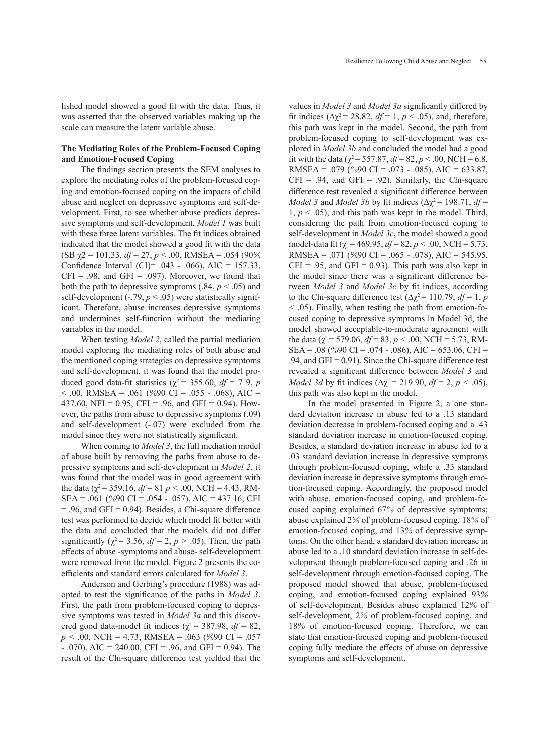lished model showed a good fit with the data. Thus, it was asserted that the observed variables making up the scale can measure the latent variable abuse.

**The Mediating Roles of the Problem-Focused Coping and Emotion-Focused Coping**

The findings section presents the SEM analyses to explore the mediating roles of the problem-focused coping and emotion-focused coping on the impacts of child abuse and neglect on depressive symptoms and self-development. First, to see whether abuse predicts depressive symptoms and self-development, *Model 1* was built with these three latent variables. The fit indices obtained indicated that the model showed a good fit with the data (SB $\chi 2$ = 101.33, *df* = 27, $p < .00$, RMSEA = .054 (90% Confidence Interval (CI)= .043 - .066), AIC = 157.33, CFI = .98, and GFI = .097). Moreover, we found that both the path to depressive symptoms (.84, $p < .05$) and self-development (-.79, $p < .05$) were statistically significant. Therefore, abuse increases depressive symptoms and undermines self-function without the mediating variables in the model.

When testing *Model 2*, called the partial mediation model exploring the mediating roles of both abuse and the mentioned coping strategies on depressive symptoms and self-development, it was found that the model produced good data-fit statistics ($\chi^2$ = 355.60, *df* = 7 9, $p < .00$, RMSEA = .061 (%90 CI = .055 - .068), AIC = 437.60, NFI = 0.95, CFI = .96, and GFI = 0.94). However, the paths from abuse to depressive symptoms (.09) and self-development (-.07) were excluded from the model since they were not statistically significant.

When coming to *Model 3*, the full mediation model of abuse built by removing the paths from abuse to depressive symptoms and self-development in *Model 2*, it was found that the model was in good agreement with the data ($\chi^2$ = 359.16, *df* = 81 $p < .00$, NCH = 4.43, RMSEA = .061 (%90 CI = .054 - .057), AIC = 437.16, CFI = .96, and GFI = 0.94). Besides, a Chi-square difference test was performed to decide which model fit better with the data and concluded that the models did not differ significantly ($\chi^2$ = 3.56, *df* = 2, $p > .05$). Then, the path effects of abuse -symptoms and abuse- self-development were removed from the model. Figure 2 presents the coefficients and standard errors calculated for *Model 3*.

Anderson and Gerbing's procedure (1988) was adopted to test the significance of the paths in *Model 3*. First, the path from problem-focused coping to depressive symptoms was tested in *Model 3a* and this discovered good data-model fit indices ($\chi^2$ = 387.98, *df* = 82, $p < .00$, NCH = 4.73, RMSEA = .063 (%90 CI = .057 - .070), AIC = 240.00, CFI = .96, and GFI = 0.94). The result of the Chi-square difference test yielded that the values in *Model 3* and *Model 3a* significantly differed by fit indices ($\Delta\chi^2$ = 28.82, *df* = 1, $p < .05$), and, therefore, this path was kept in the model. Second, the path from problem-focused coping to self-development was explored in *Model 3b* and concluded the model had a good fit with the data ($\chi^2$ = 557.87, *df* = 82, $p < .00$, NCH = 6.8, RMSEA = .079 (%90 CI = .073 - .085), AIC = 633.87, CFI = .94, and GFI = .92). Similarly, the Chi-square difference test revealed a significant difference between *Model 3* and *Model 3b* by fit indices ($\Delta\chi^2$ = 198.71, *df* = 1, $p < .05$), and this path was kept in the model. Third, considering the path from emotion-focused coping to self-development in *Model 3c*, the model showed a good model-data fit ($\chi^2$ = 469.95, *df* = 82, $p < .00$, NCH = 5.73, RMSEA = .071 (%90 CI = .065 - .078), AIC = 545.95, CFI = .95, and GFI = 0.93). This path was also kept in the model since there was a significant difference between *Model 3* and *Model 3c* by fit indices, according to the Chi-square difference test ($\Delta\chi^2$ = 110.79, *df* = 1, $p < .05$). Finally, when testing the path from emotion-focused coping to depressive symptoms in Model 3d, the model showed acceptable-to-moderate agreement with the data ($\chi^2$ = 579.06, *df* = 83, $p < .00$, NCH = 5.73, RMSEA = .08 (%90 CI = .074 - .086), AIC = 653.06, CFI = .94, and GFI = 0.91). Since the Chi-square difference test revealed a significant difference between *Model 3* and *Model 3d* by fit indices ($\Delta\chi^2$ = 219.90, *df* = 2, $p < .05$), this path was also kept in the model.

In the model presented in Figure 2, a one standard deviation increase in abuse led to a .13 standard deviation decrease in problem-focused coping and a .43 standard deviation increase in emotion-focused coping. Besides, a standard deviation increase in abuse led to a .03 standard deviation increase in depressive symptoms through problem-focused coping, while a .33 standard deviation increase in depressive symptoms through emotion-focused coping. Accordingly, the proposed model with abuse, emotion-focused coping, and problem-focused coping explained 67% of depressive symptoms; abuse explained 2% of problem-focused coping, 18% of emotion-focused coping, and 13% of depressive symptoms. On the other hand, a standard deviation increase in abuse led to a .10 standard deviation increase in self-development through problem-focused coping and .26 in self-development through emotion-focused coping. The proposed model showed that abuse, problem-focused coping, and emotion-focused coping explained 93% of self-development. Besides abuse explained 12% of self-development, 2% of problem-focused coping, and 18% of emotion-focused coping. Therefore, we can state that emotion-focused coping and problem-focused coping fully mediate the effects of abuse on depressive symptoms and self-development.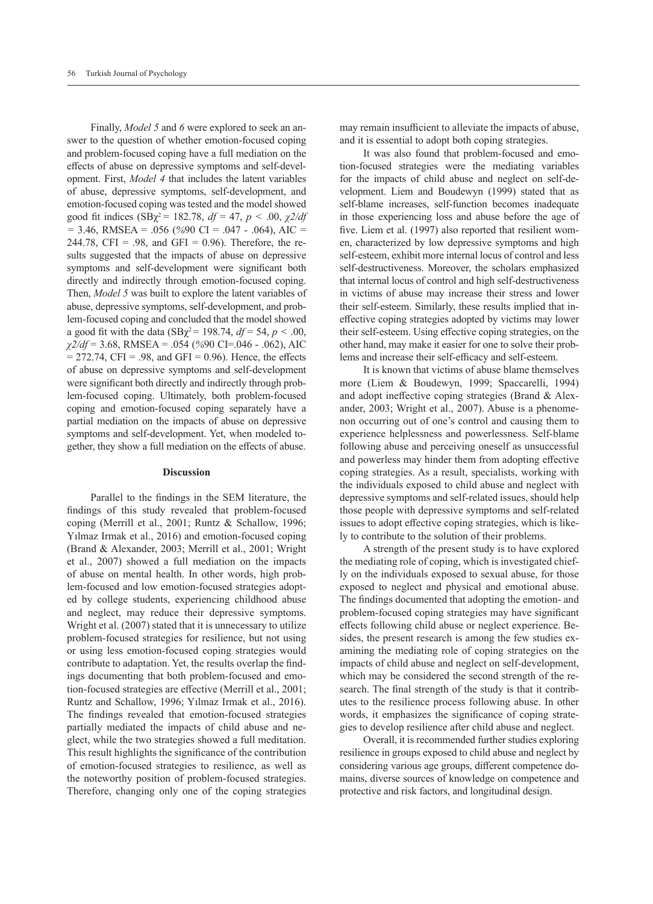Finally, *Model 5* and *6* were explored to seek an answer to the question of whether emotion-focused coping and problem-focused coping have a full mediation on the effects of abuse on depressive symptoms and self-development. First, *Model 4* that includes the latent variables of abuse, depressive symptoms, self-development, and emotion-focused coping was tested and the model showed good fit indices (SB$\chi^2$ = 182.78, $df$ = 47, $p$ < .00, $\chi 2/df$ = 3.46, RMSEA = .056 (%90 CI = .047 - .064), AIC = 244.78, CFI = .98, and GFI = 0.96). Therefore, the results suggested that the impacts of abuse on depressive symptoms and self-development were significant both directly and indirectly through emotion-focused coping. Then, *Model 5* was built to explore the latent variables of abuse, depressive symptoms, self-development, and problem-focused coping and concluded that the model showed a good fit with the data (SB$\chi^2$ = 198.74, $df$ = 54, $p$ < .00, $\chi 2/df$ = 3.68, RMSEA = .054 (%90 CI=.046 - .062), AIC = 272.74, CFI = .98, and GFI = 0.96). Hence, the effects of abuse on depressive symptoms and self-development were significant both directly and indirectly through problem-focused coping. Ultimately, both problem-focused coping and emotion-focused coping separately have a partial mediation on the impacts of abuse on depressive symptoms and self-development. Yet, when modeled together, they show a full mediation on the effects of abuse.

## Discussion

Parallel to the findings in the SEM literature, the findings of this study revealed that problem-focused coping (Merrill et al., 2001; Runtz & Schallow, 1996; Yılmaz Irmak et al., 2016) and emotion-focused coping (Brand & Alexander, 2003; Merrill et al., 2001; Wright et al., 2007) showed a full mediation on the impacts of abuse on mental health. In other words, high problem-focused and low emotion-focused strategies adopted by college students, experiencing childhood abuse and neglect, may reduce their depressive symptoms. Wright et al. (2007) stated that it is unnecessary to utilize problem-focused strategies for resilience, but not using or using less emotion-focused coping strategies would contribute to adaptation. Yet, the results overlap the findings documenting that both problem-focused and emotion-focused strategies are effective (Merrill et al., 2001; Runtz and Schallow, 1996; Yılmaz Irmak et al., 2016). The findings revealed that emotion-focused strategies partially mediated the impacts of child abuse and neglect, while the two strategies showed a full meditation. This result highlights the significance of the contribution of emotion-focused strategies to resilience, as well as the noteworthy position of problem-focused strategies. Therefore, changing only one of the coping strategies may remain insufficient to alleviate the impacts of abuse, and it is essential to adopt both coping strategies.

It was also found that problem-focused and emotion-focused strategies were the mediating variables for the impacts of child abuse and neglect on self-development. Liem and Boudewyn (1999) stated that as self-blame increases, self-function becomes inadequate in those experiencing loss and abuse before the age of five. Liem et al. (1997) also reported that resilient women, characterized by low depressive symptoms and high self-esteem, exhibit more internal locus of control and less self-destructiveness. Moreover, the scholars emphasized that internal locus of control and high self-destructiveness in victims of abuse may increase their stress and lower their self-esteem. Similarly, these results implied that ineffective coping strategies adopted by victims may lower their self-esteem. Using effective coping strategies, on the other hand, may make it easier for one to solve their problems and increase their self-efficacy and self-esteem.

It is known that victims of abuse blame themselves more (Liem & Boudewyn, 1999; Spaccarelli, 1994) and adopt ineffective coping strategies (Brand & Alexander, 2003; Wright et al., 2007). Abuse is a phenomenon occurring out of one's control and causing them to experience helplessness and powerlessness. Self-blame following abuse and perceiving oneself as unsuccessful and powerless may hinder them from adopting effective coping strategies. As a result, specialists, working with the individuals exposed to child abuse and neglect with depressive symptoms and self-related issues, should help those people with depressive symptoms and self-related issues to adopt effective coping strategies, which is likely to contribute to the solution of their problems.

A strength of the present study is to have explored the mediating role of coping, which is investigated chiefly on the individuals exposed to sexual abuse, for those exposed to neglect and physical and emotional abuse. The findings documented that adopting the emotion- and problem-focused coping strategies may have significant effects following child abuse or neglect experience. Besides, the present research is among the few studies examining the mediating role of coping strategies on the impacts of child abuse and neglect on self-development, which may be considered the second strength of the research. The final strength of the study is that it contributes to the resilience process following abuse. In other words, it emphasizes the significance of coping strategies to develop resilience after child abuse and neglect.

Overall, it is recommended further studies exploring resilience in groups exposed to child abuse and neglect by considering various age groups, different competence domains, diverse sources of knowledge on competence and protective and risk factors, and longitudinal design.